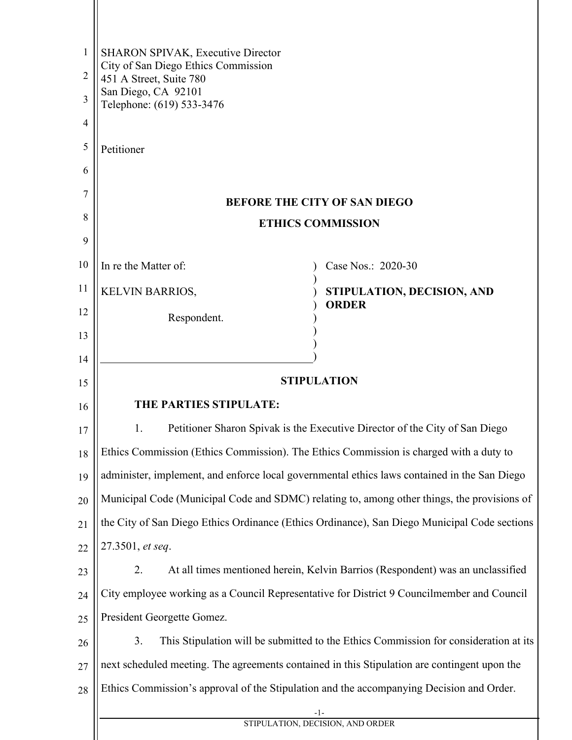SHARON SPIVAK, Executive Director
City of San Diego Ethics Commission
451 A Street, Suite 780
San Diego, CA 92101
Telephone: (619) 533-3476

Petitioner

**BEFORE THE CITY OF SAN DIEGO**

**ETHICS COMMISSION**

| | |
|---|---|
| In re the Matter of:<br><br>KELVIN BARRIOS,<br><br>Respondent. | Case Nos.: 2020-30<br><br>**STIPULATION, DECISION, AND ORDER** |

## STIPULATION

**THE PARTIES STIPULATE:**

1. Petitioner Sharon Spivak is the Executive Director of the City of San Diego Ethics Commission (Ethics Commission). The Ethics Commission is charged with a duty to administer, implement, and enforce local governmental ethics laws contained in the San Diego Municipal Code (Municipal Code and SDMC) relating to, among other things, the provisions of the City of San Diego Ethics Ordinance (Ethics Ordinance), San Diego Municipal Code sections 27.3501, *et seq*.

2. At all times mentioned herein, Kelvin Barrios (Respondent) was an unclassified City employee working as a Council Representative for District 9 Councilmember and Council President Georgette Gomez.

3. This Stipulation will be submitted to the Ethics Commission for consideration at its next scheduled meeting. The agreements contained in this Stipulation are contingent upon the Ethics Commission's approval of the Stipulation and the accompanying Decision and Order.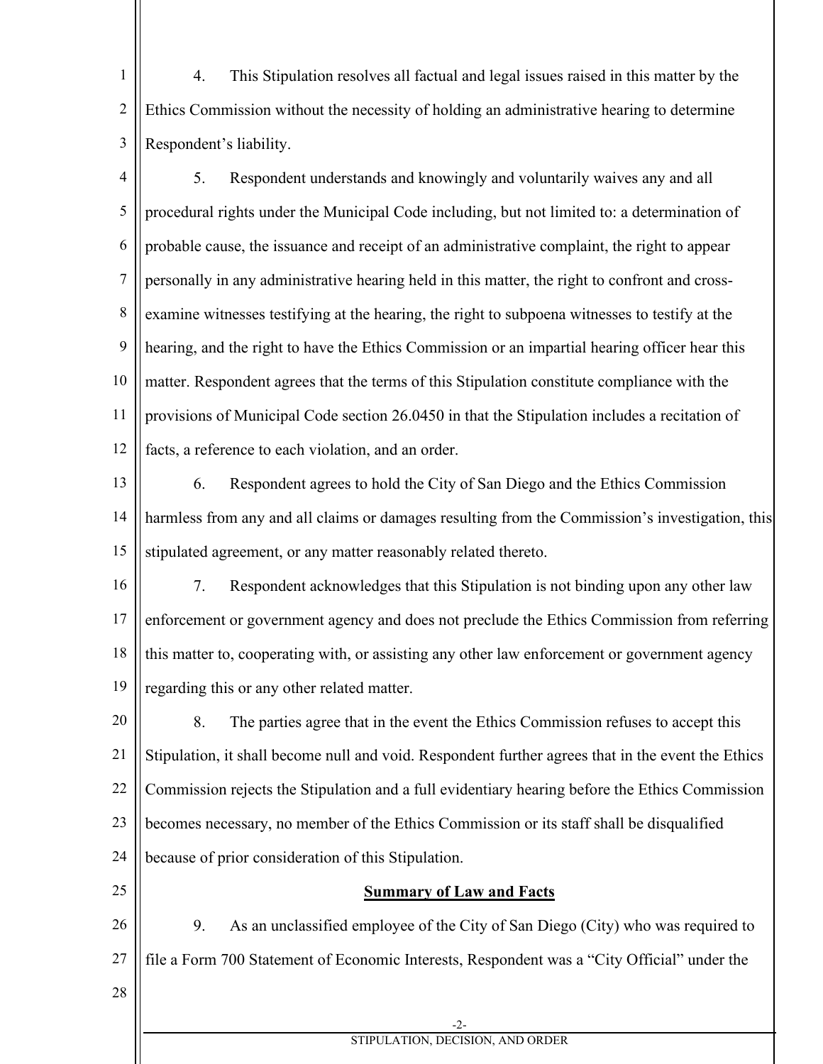4. This Stipulation resolves all factual and legal issues raised in this matter by the Ethics Commission without the necessity of holding an administrative hearing to determine Respondent's liability.

5. Respondent understands and knowingly and voluntarily waives any and all procedural rights under the Municipal Code including, but not limited to: a determination of probable cause, the issuance and receipt of an administrative complaint, the right to appear personally in any administrative hearing held in this matter, the right to confront and cross-examine witnesses testifying at the hearing, the right to subpoena witnesses to testify at the hearing, and the right to have the Ethics Commission or an impartial hearing officer hear this matter. Respondent agrees that the terms of this Stipulation constitute compliance with the provisions of Municipal Code section 26.0450 in that the Stipulation includes a recitation of facts, a reference to each violation, and an order.

6. Respondent agrees to hold the City of San Diego and the Ethics Commission harmless from any and all claims or damages resulting from the Commission's investigation, this stipulated agreement, or any matter reasonably related thereto.

7. Respondent acknowledges that this Stipulation is not binding upon any other law enforcement or government agency and does not preclude the Ethics Commission from referring this matter to, cooperating with, or assisting any other law enforcement or government agency regarding this or any other related matter.

8. The parties agree that in the event the Ethics Commission refuses to accept this Stipulation, it shall become null and void. Respondent further agrees that in the event the Ethics Commission rejects the Stipulation and a full evidentiary hearing before the Ethics Commission becomes necessary, no member of the Ethics Commission or its staff shall be disqualified because of prior consideration of this Stipulation.

**Summary of Law and Facts**

9. As an unclassified employee of the City of San Diego (City) who was required to file a Form 700 Statement of Economic Interests, Respondent was a "City Official" under the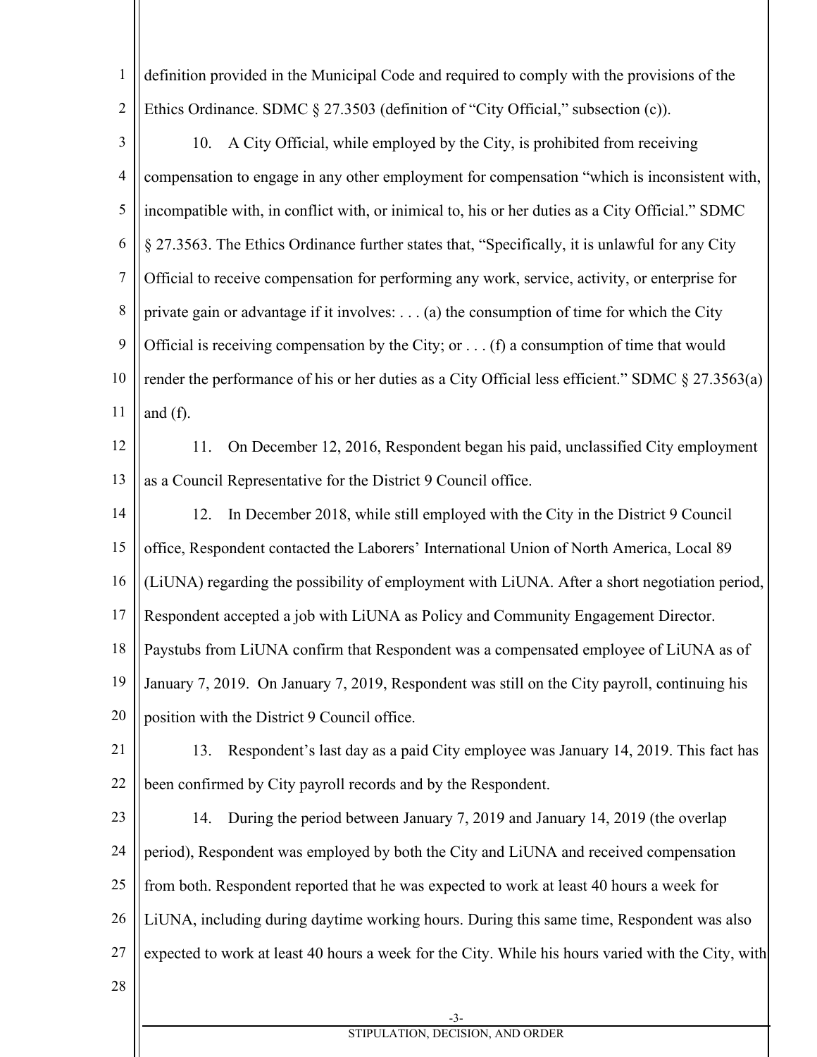definition provided in the Municipal Code and required to comply with the provisions of the Ethics Ordinance. SDMC § 27.3503 (definition of "City Official," subsection (c)).

10. A City Official, while employed by the City, is prohibited from receiving compensation to engage in any other employment for compensation "which is inconsistent with, incompatible with, in conflict with, or inimical to, his or her duties as a City Official." SDMC § 27.3563. The Ethics Ordinance further states that, "Specifically, it is unlawful for any City Official to receive compensation for performing any work, service, activity, or enterprise for private gain or advantage if it involves: . . . (a) the consumption of time for which the City Official is receiving compensation by the City; or . . . (f) a consumption of time that would render the performance of his or her duties as a City Official less efficient." SDMC § 27.3563(a) and (f).

11. On December 12, 2016, Respondent began his paid, unclassified City employment as a Council Representative for the District 9 Council office.

12. In December 2018, while still employed with the City in the District 9 Council office, Respondent contacted the Laborers' International Union of North America, Local 89 (LiUNA) regarding the possibility of employment with LiUNA. After a short negotiation period, Respondent accepted a job with LiUNA as Policy and Community Engagement Director. Paystubs from LiUNA confirm that Respondent was a compensated employee of LiUNA as of January 7, 2019. On January 7, 2019, Respondent was still on the City payroll, continuing his position with the District 9 Council office.

13. Respondent's last day as a paid City employee was January 14, 2019. This fact has been confirmed by City payroll records and by the Respondent.

14. During the period between January 7, 2019 and January 14, 2019 (the overlap period), Respondent was employed by both the City and LiUNA and received compensation from both. Respondent reported that he was expected to work at least 40 hours a week for LiUNA, including during daytime working hours. During this same time, Respondent was also expected to work at least 40 hours a week for the City. While his hours varied with the City, with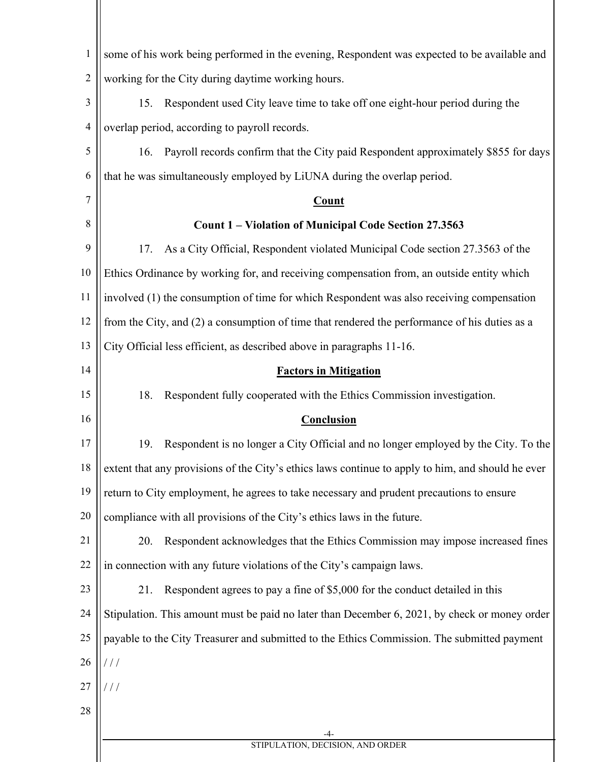some of his work being performed in the evening, Respondent was expected to be available and working for the City during daytime working hours.

15. Respondent used City leave time to take off one eight-hour period during the overlap period, according to payroll records.

16. Payroll records confirm that the City paid Respondent approximately $855 for days that he was simultaneously employed by LiUNA during the overlap period.

## Count

### Count 1 – Violation of Municipal Code Section 27.3563

17. As a City Official, Respondent violated Municipal Code section 27.3563 of the Ethics Ordinance by working for, and receiving compensation from, an outside entity which involved (1) the consumption of time for which Respondent was also receiving compensation from the City, and (2) a consumption of time that rendered the performance of his duties as a City Official less efficient, as described above in paragraphs 11-16.

## Factors in Mitigation

18. Respondent fully cooperated with the Ethics Commission investigation.

## Conclusion

19. Respondent is no longer a City Official and no longer employed by the City. To the extent that any provisions of the City's ethics laws continue to apply to him, and should he ever return to City employment, he agrees to take necessary and prudent precautions to ensure compliance with all provisions of the City's ethics laws in the future.

20. Respondent acknowledges that the Ethics Commission may impose increased fines in connection with any future violations of the City's campaign laws.

21. Respondent agrees to pay a fine of $5,000 for the conduct detailed in this Stipulation. This amount must be paid no later than December 6, 2021, by check or money order payable to the City Treasurer and submitted to the Ethics Commission. The submitted payment

/ / /

/ / /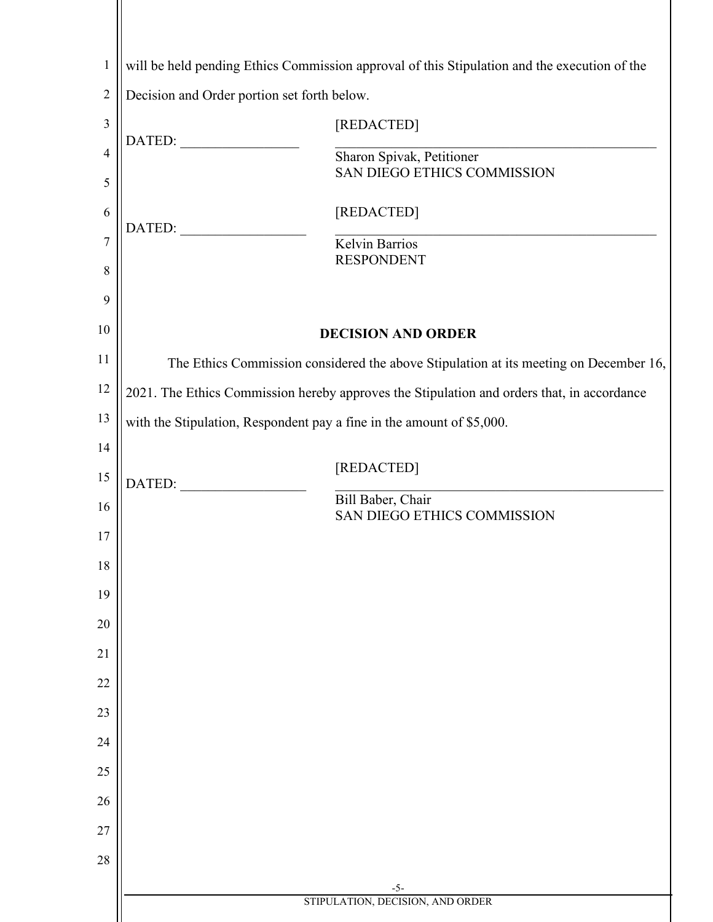will be held pending Ethics Commission approval of this Stipulation and the execution of the Decision and Order portion set forth below.

DATED: ________________

[REDACTED]
_______________________________________________
Sharon Spivak, Petitioner
SAN DIEGO ETHICS COMMISSION

DATED: ________________

[REDACTED]
_______________________________________________
Kelvin Barrios
RESPONDENT

**DECISION AND ORDER**

The Ethics Commission considered the above Stipulation at its meeting on December 16, 2021. The Ethics Commission hereby approves the Stipulation and orders that, in accordance with the Stipulation, Respondent pay a fine in the amount of $5,000.

DATED: ________________

[REDACTED]
_______________________________________________
Bill Baber, Chair
SAN DIEGO ETHICS COMMISSION